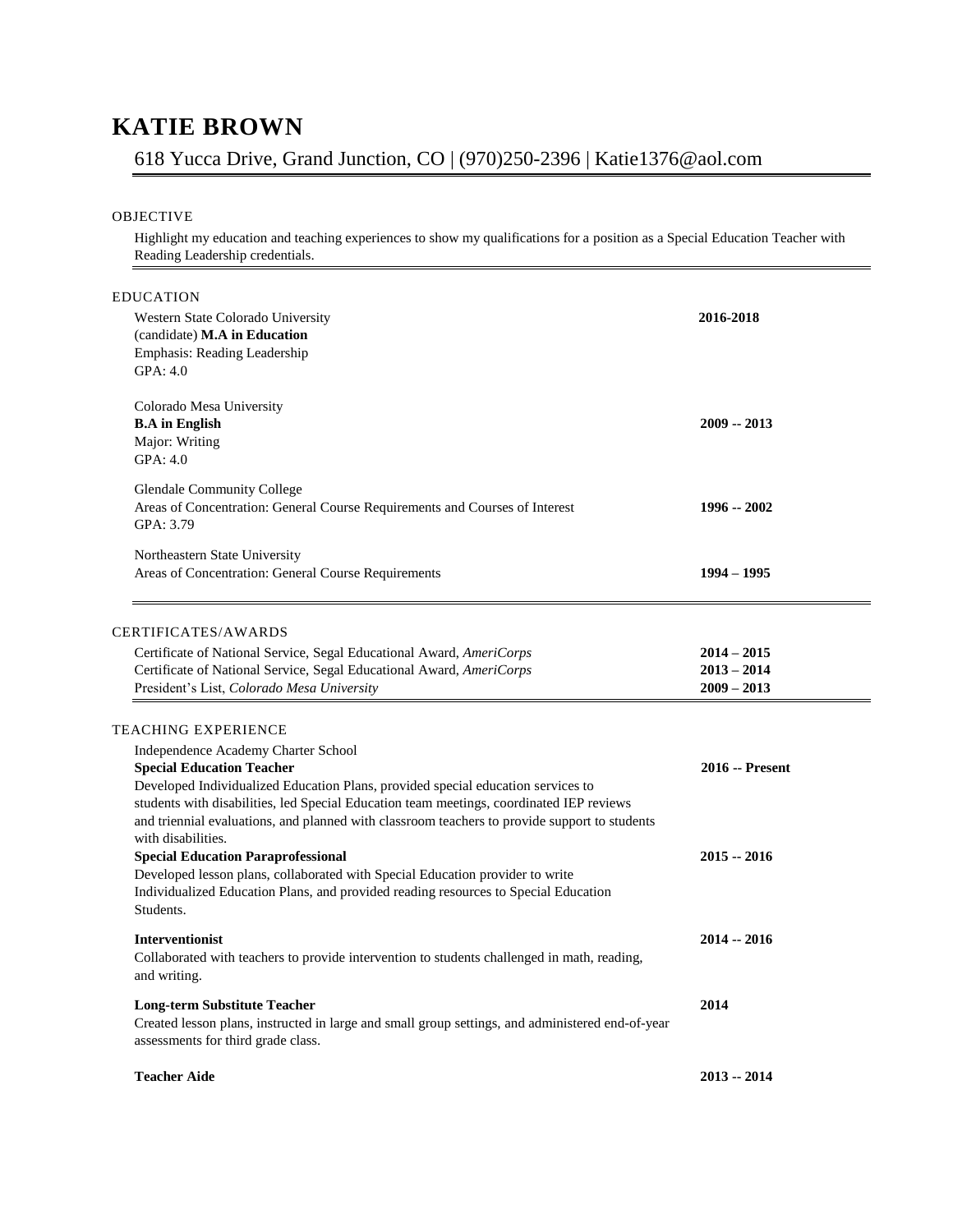# KATIE BROWN

618 Yucca Drive, Grand Junction, CO | (970)250-2396 | Katie1376@aol.com

## OBJECTIVE

Highlight my education and teaching experiences to show my qualifications for a position as a Special Education Teacher with Reading Leadership credentials.

## EDUCATION

Western State Colorado University — **2016-2018**
(candidate) **M.A in Education**
Emphasis: Reading Leadership
GPA: 4.0

Colorado Mesa University
**B.A in English** — **2009 -- 2013**
Major: Writing
GPA: 4.0

Glendale Community College
Areas of Concentration: General Course Requirements and Courses of Interest — **1996 -- 2002**
GPA: 3.79

Northeastern State University
Areas of Concentration: General Course Requirements — **1994 – 1995**

## CERTIFICATES/AWARDS

| | |
|---|---|
| Certificate of National Service, Segal Educational Award, *AmeriCorps* | **2014 – 2015** |
| Certificate of National Service, Segal Educational Award, *AmeriCorps* | **2013 – 2014** |
| President's List, *Colorado Mesa University* | **2009 – 2013** |

## TEACHING EXPERIENCE

Independence Academy Charter School

**Special Education Teacher** — **2016 -- Present**
Developed Individualized Education Plans, provided special education services to students with disabilities, led Special Education team meetings, coordinated IEP reviews and triennial evaluations, and planned with classroom teachers to provide support to students with disabilities.

**Special Education Paraprofessional** — **2015 -- 2016**
Developed lesson plans, collaborated with Special Education provider to write Individualized Education Plans, and provided reading resources to Special Education Students.

**Interventionist** — **2014 -- 2016**
Collaborated with teachers to provide intervention to students challenged in math, reading, and writing.

**Long-term Substitute Teacher** — **2014**
Created lesson plans, instructed in large and small group settings, and administered end-of-year assessments for third grade class.

**Teacher Aide** — **2013 -- 2014**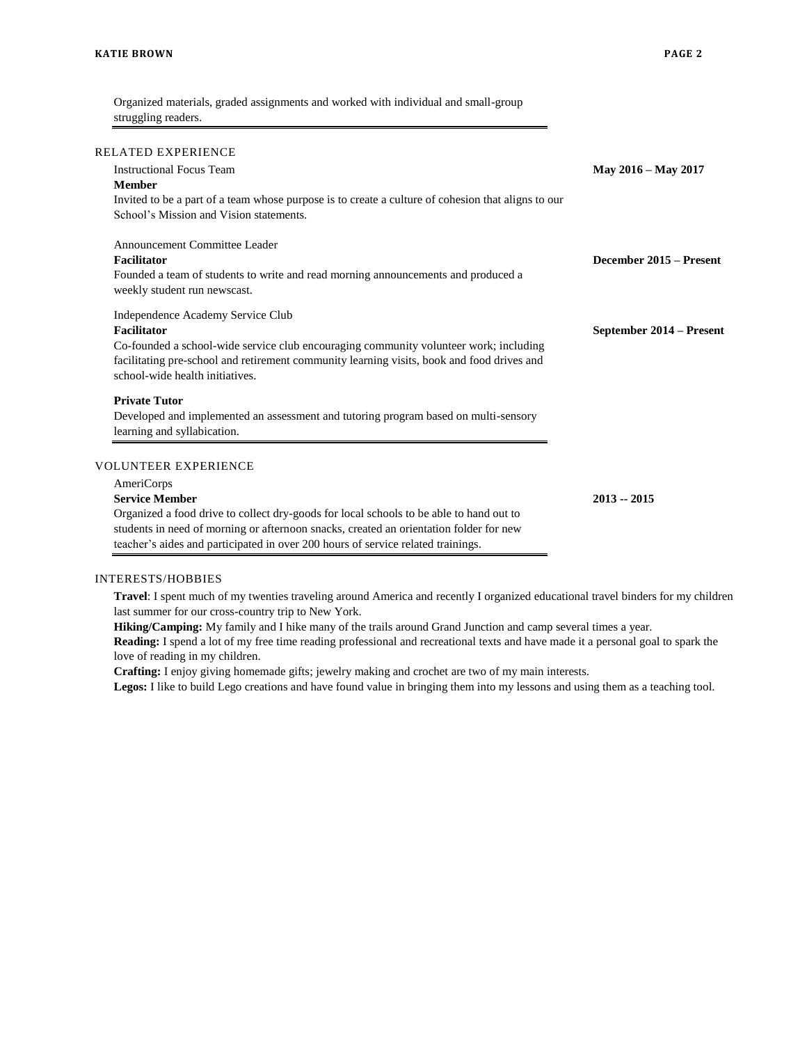Organized materials, graded assignments and worked with individual and small-group struggling readers.

## RELATED EXPERIENCE

Instructional Focus Team **May 2016 – May 2017**
**Member**
Invited to be a part of a team whose purpose is to create a culture of cohesion that aligns to our School's Mission and Vision statements.

Announcement Committee Leader
**Facilitator** **December 2015 – Present**
Founded a team of students to write and read morning announcements and produced a weekly student run newscast.

Independence Academy Service Club
**Facilitator** **September 2014 – Present**
Co-founded a school-wide service club encouraging community volunteer work; including facilitating pre-school and retirement community learning visits, book and food drives and school-wide health initiatives.

**Private Tutor**
Developed and implemented an assessment and tutoring program based on multi-sensory learning and syllabication.

## VOLUNTEER EXPERIENCE

AmeriCorps
**Service Member** **2013 -- 2015**
Organized a food drive to collect dry-goods for local schools to be able to hand out to students in need of morning or afternoon snacks, created an orientation folder for new teacher's aides and participated in over 200 hours of service related trainings.

## INTERESTS/HOBBIES

**Travel**: I spent much of my twenties traveling around America and recently I organized educational travel binders for my children last summer for our cross-country trip to New York.
**Hiking/Camping:** My family and I hike many of the trails around Grand Junction and camp several times a year.
**Reading:** I spend a lot of my free time reading professional and recreational texts and have made it a personal goal to spark the love of reading in my children.
**Crafting:** I enjoy giving homemade gifts; jewelry making and crochet are two of my main interests.
**Legos:** I like to build Lego creations and have found value in bringing them into my lessons and using them as a teaching tool.